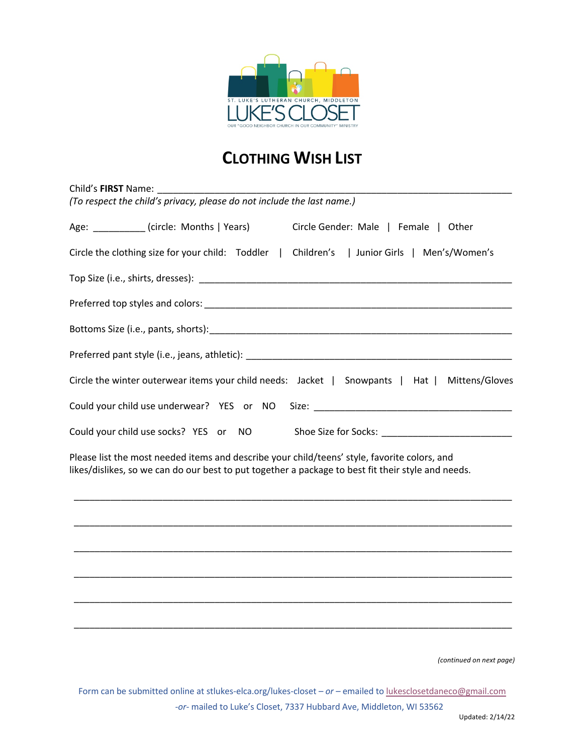ST. LUKE'S LUTHERAN CHURCH, MIDDLETON

LUKE'S CLOSET

OUR "GOOD NEIGHBOR CHURCH IN OUR COMMUNITY" MINISTRY

# CLOTHING WISH LIST

Child's **FIRST** Name: ______________________________________________

*(To respect the child's privacy, please do not include the last name.)*

Age: __________ (circle: Months | Years)    Circle Gender: Male | Female | Other

Circle the clothing size for your child: Toddler | Children's | Junior Girls | Men's/Women's

Top Size (i.e., shirts, dresses): ______________________________________________

Preferred top styles and colors: ______________________________________________

Bottoms Size (i.e., pants, shorts): ______________________________________________

Preferred pant style (i.e., jeans, athletic): ______________________________________________

Circle the winter outerwear items your child needs: Jacket | Snowpants | Hat | Mittens/Gloves

Could your child use underwear? YES or NO    Size: ______________________________

Could your child use socks? YES or NO    Shoe Size for Socks: ______________________

Please list the most needed items and describe your child/teens' style, favorite colors, and likes/dislikes, so we can do our best to put together a package to best fit their style and needs.

______________________________________________________________________________

______________________________________________________________________________

______________________________________________________________________________

______________________________________________________________________________

______________________________________________________________________________

______________________________________________________________________________

*(continued on next page)*

Form can be submitted online at stlukes-elca.org/lukes-closet – *or* – emailed to lukesclosetdaneco@gmail.com

*-or-* mailed to Luke's Closet, 7337 Hubbard Ave, Middleton, WI 53562

Updated: 2/14/22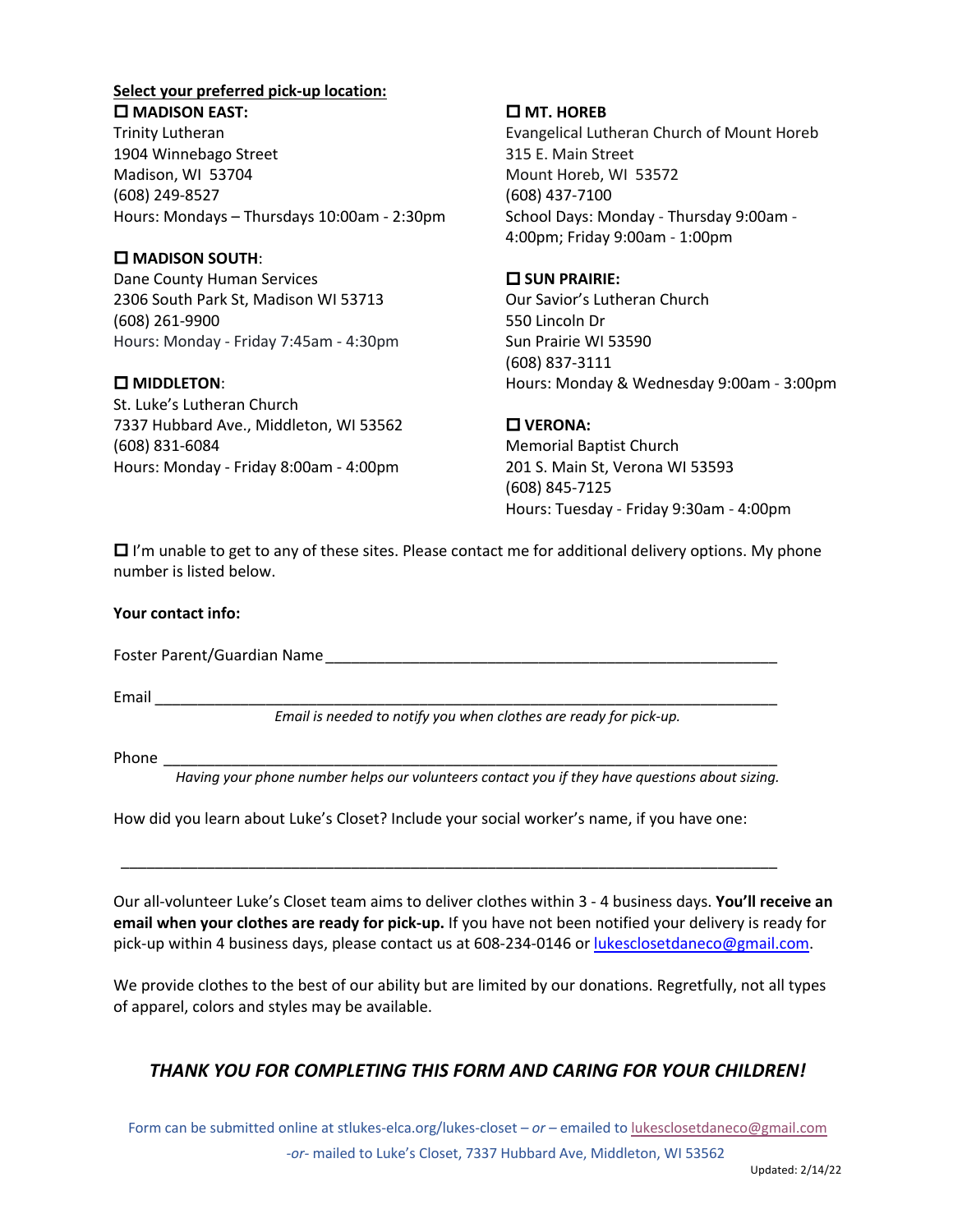**Select your preferred pick-up location:**

☐ **MADISON EAST:**
Trinity Lutheran
1904 Winnebago Street
Madison, WI 53704
(608) 249-8527
Hours: Mondays – Thursdays 10:00am - 2:30pm

☐ **MADISON SOUTH**:
Dane County Human Services
2306 South Park St, Madison WI 53713
(608) 261-9900
Hours: Monday - Friday 7:45am - 4:30pm

☐ **MIDDLETON**:
St. Luke's Lutheran Church
7337 Hubbard Ave., Middleton, WI 53562
(608) 831-6084
Hours: Monday - Friday 8:00am - 4:00pm

☐ **MT. HOREB**
Evangelical Lutheran Church of Mount Horeb
315 E. Main Street
Mount Horeb, WI 53572
(608) 437-7100
School Days: Monday - Thursday 9:00am - 4:00pm; Friday 9:00am - 1:00pm

☐ **SUN PRAIRIE:**
Our Savior's Lutheran Church
550 Lincoln Dr
Sun Prairie WI 53590
(608) 837-3111
Hours: Monday & Wednesday 9:00am - 3:00pm

☐ **VERONA:**
Memorial Baptist Church
201 S. Main St, Verona WI 53593
(608) 845-7125
Hours: Tuesday - Friday 9:30am - 4:00pm

☐ I'm unable to get to any of these sites. Please contact me for additional delivery options. My phone number is listed below.

**Your contact info:**

Foster Parent/Guardian Name ______________________________________________________

Email __________________________________________________________________________

*Email is needed to notify you when clothes are ready for pick-up.*

Phone __________________________________________________________________________

*Having your phone number helps our volunteers contact you if they have questions about sizing.*

How did you learn about Luke's Closet? Include your social worker's name, if you have one:

______________________________________________________________________________

Our all-volunteer Luke's Closet team aims to deliver clothes within 3 - 4 business days. **You'll receive an email when your clothes are ready for pick-up.** If you have not been notified your delivery is ready for pick-up within 4 business days, please contact us at 608-234-0146 or lukesclosetdaneco@gmail.com.

We provide clothes to the best of our ability but are limited by our donations. Regretfully, not all types of apparel, colors and styles may be available.

## *THANK YOU FOR COMPLETING THIS FORM AND CARING FOR YOUR CHILDREN!*

Form can be submitted online at stlukes-elca.org/lukes-closet – *or* – emailed to lukesclosetdaneco@gmail.com
*-or-* mailed to Luke's Closet, 7337 Hubbard Ave, Middleton, WI 53562

Updated: 2/14/22